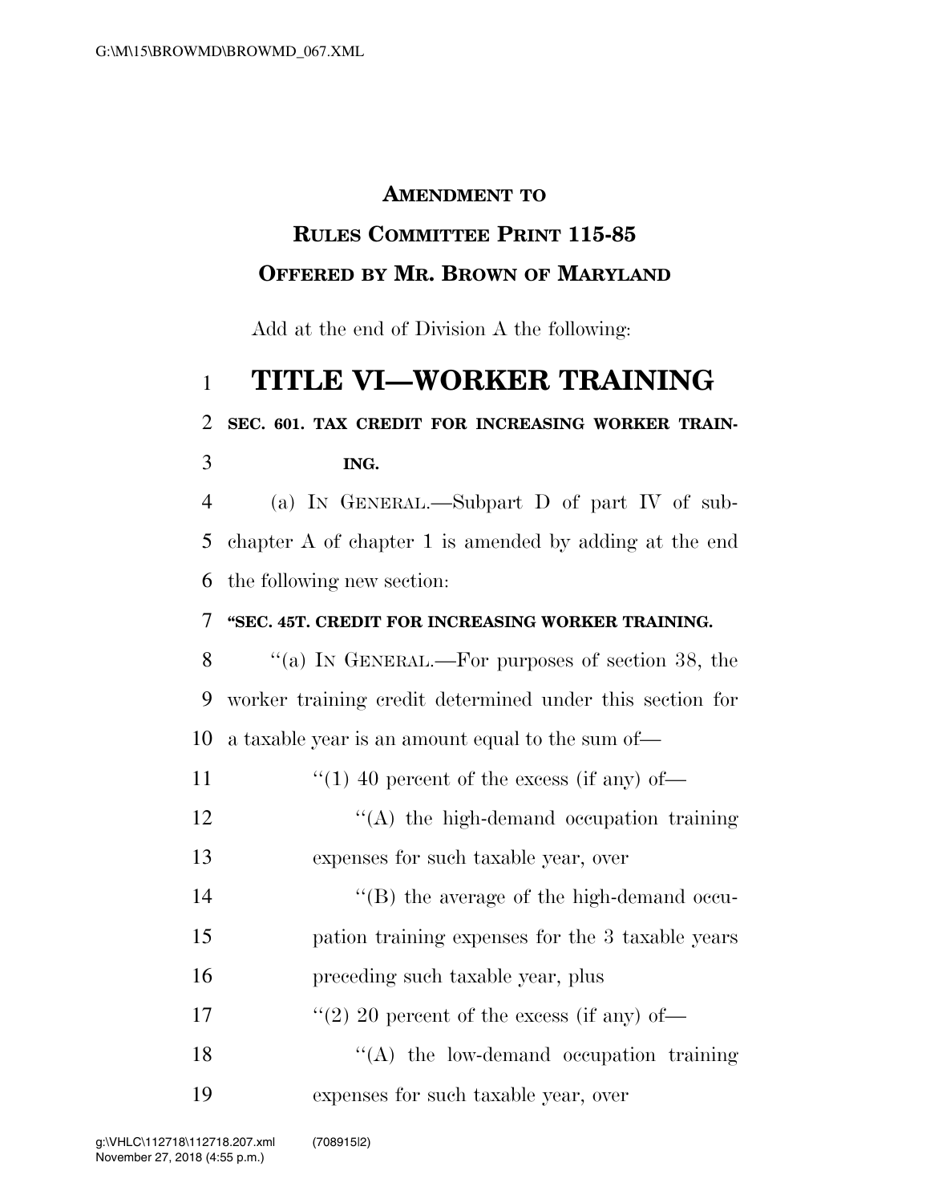**AMENDMENT TO**

**RULES COMMITTEE PRINT 115-85**

**OFFERED BY MR. BROWN OF MARYLAND**

Add at the end of Division A the following:

# TITLE VI—WORKER TRAINING

**SEC. 601. TAX CREDIT FOR INCREASING WORKER TRAINING.**

(a) IN GENERAL.—Subpart D of part IV of subchapter A of chapter 1 is amended by adding at the end the following new section:

**"SEC. 45T. CREDIT FOR INCREASING WORKER TRAINING.**

"(a) IN GENERAL.—For purposes of section 38, the worker training credit determined under this section for a taxable year is an amount equal to the sum of—

"(1) 40 percent of the excess (if any) of—

"(A) the high-demand occupation training expenses for such taxable year, over

"(B) the average of the high-demand occupation training expenses for the 3 taxable years preceding such taxable year, plus

"(2) 20 percent of the excess (if any) of—

"(A) the low-demand occupation training expenses for such taxable year, over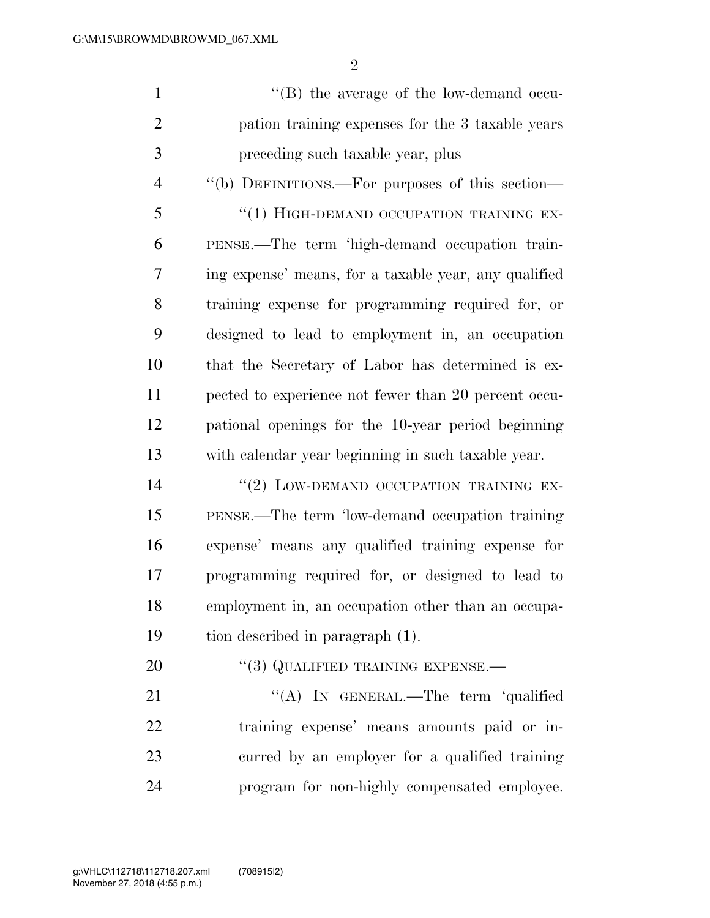"(B) the average of the low-demand occupation training expenses for the 3 taxable years preceding such taxable year, plus

"(b) DEFINITIONS.—For purposes of this section—

"(1) HIGH-DEMAND OCCUPATION TRAINING EXPENSE.—The term 'high-demand occupation training expense' means, for a taxable year, any qualified training expense for programming required for, or designed to lead to employment in, an occupation that the Secretary of Labor has determined is expected to experience not fewer than 20 percent occupational openings for the 10-year period beginning with calendar year beginning in such taxable year.

"(2) LOW-DEMAND OCCUPATION TRAINING EXPENSE.—The term 'low-demand occupation training expense' means any qualified training expense for programming required for, or designed to lead to employment in, an occupation other than an occupation described in paragraph (1).

"(3) QUALIFIED TRAINING EXPENSE.—

"(A) IN GENERAL.—The term 'qualified training expense' means amounts paid or incurred by an employer for a qualified training program for non-highly compensated employee.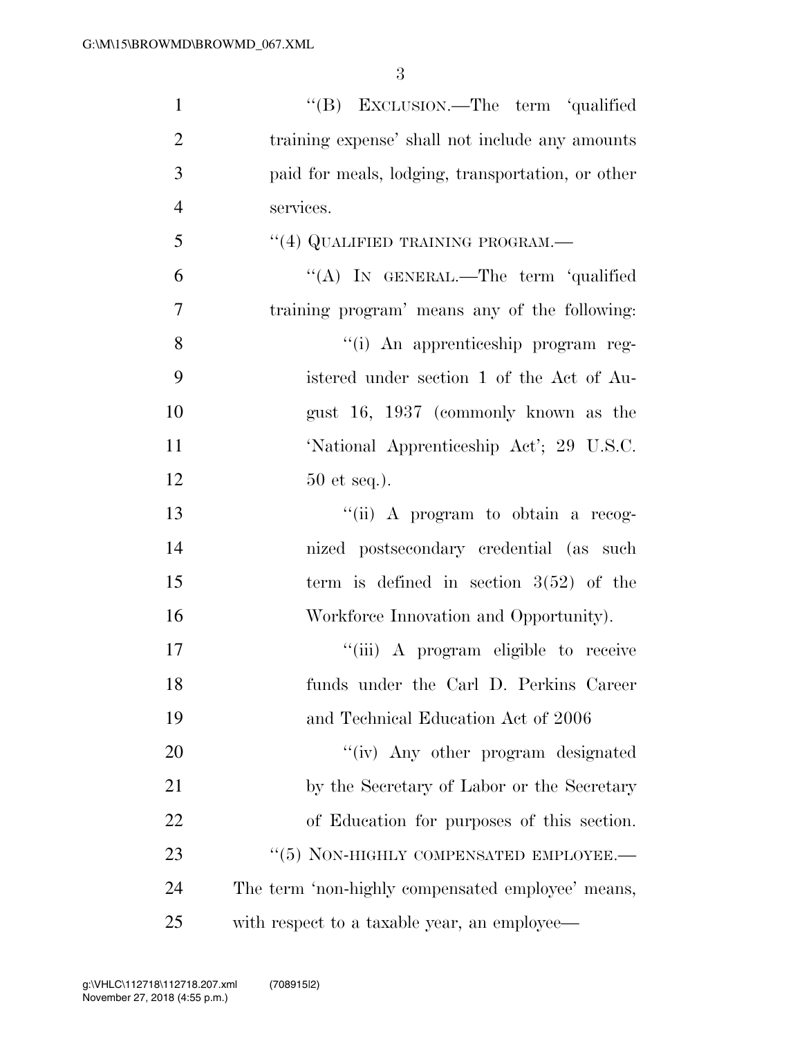''(B) EXCLUSION.—The term 'qualified training expense' shall not include any amounts paid for meals, lodging, transportation, or other services.

''(4) QUALIFIED TRAINING PROGRAM.—

''(A) IN GENERAL.—The term 'qualified training program' means any of the following:

''(i) An apprenticeship program registered under section 1 of the Act of August 16, 1937 (commonly known as the 'National Apprenticeship Act'; 29 U.S.C. 50 et seq.).

''(ii) A program to obtain a recognized postsecondary credential (as such term is defined in section 3(52) of the Workforce Innovation and Opportunity).

''(iii) A program eligible to receive funds under the Carl D. Perkins Career and Technical Education Act of 2006

''(iv) Any other program designated by the Secretary of Labor or the Secretary of Education for purposes of this section.

''(5) NON-HIGHLY COMPENSATED EMPLOYEE.—The term 'non-highly compensated employee' means, with respect to a taxable year, an employee—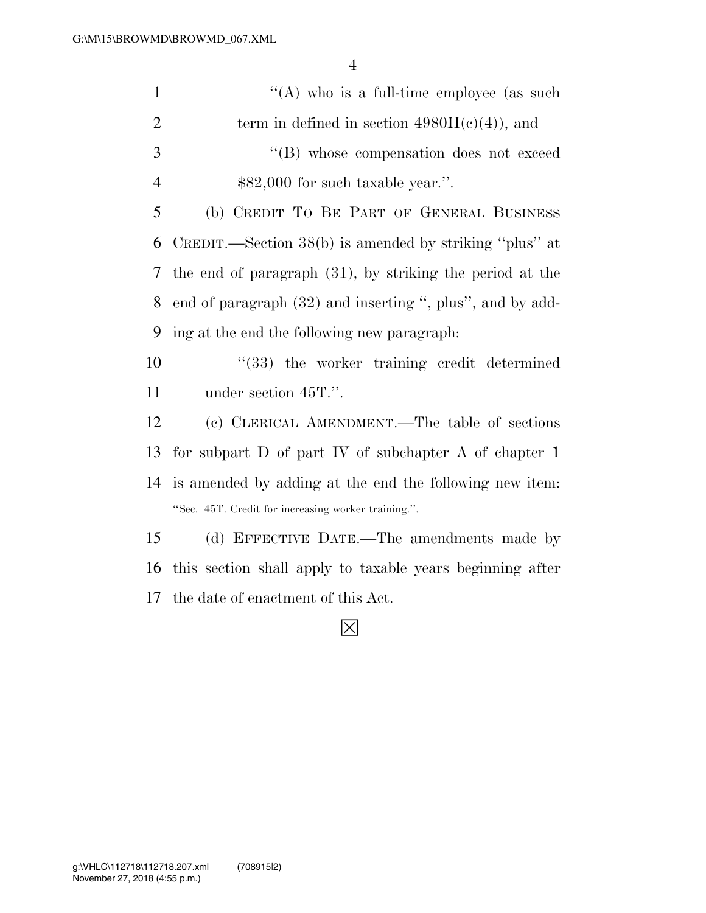''(A) who is a full-time employee (as such term in defined in section 4980H(c)(4)), and

''(B) whose compensation does not exceed $82,000 for such taxable year.''.

(b) CREDIT TO BE PART OF GENERAL BUSINESS CREDIT.—Section 38(b) is amended by striking ''plus'' at the end of paragraph (31), by striking the period at the end of paragraph (32) and inserting '', plus'', and by adding at the end the following new paragraph:

''(33) the worker training credit determined under section 45T.''.

(c) CLERICAL AMENDMENT.—The table of sections for subpart D of part IV of subchapter A of chapter 1 is amended by adding at the end the following new item:

''Sec. 45T. Credit for increasing worker training.''.

(d) EFFECTIVE DATE.—The amendments made by this section shall apply to taxable years beginning after the date of enactment of this Act.